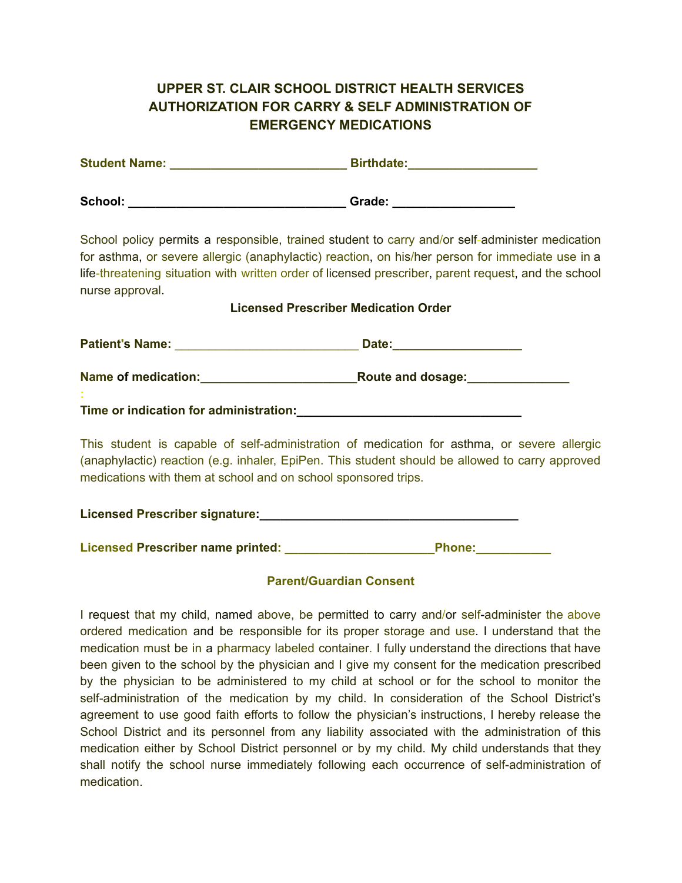# UPPER ST. CLAIR SCHOOL DISTRICT HEALTH SERVICES AUTHORIZATION FOR CARRY & SELF ADMINISTRATION OF EMERGENCY MEDICATIONS

**Student Name: _________________________ Birthdate:__________________**

**School: _______________________________ Grade: _________________**

School policy permits a responsible, trained student to carry and/or self-administer medication for asthma, or severe allergic (anaphylactic) reaction, on his/her person for immediate use in a life-threatening situation with written order of licensed prescriber, parent request, and the school nurse approval.

**Licensed Prescriber Medication Order**

**Patient's Name: __________________________ Date:__________________**

**Name of medication:______________________Route and dosage:______________**

**Time or indication for administration:________________________________**

This student is capable of self-administration of medication for asthma, or severe allergic (anaphylactic) reaction (e.g. inhaler, EpiPen. This student should be allowed to carry approved medications with them at school and on school sponsored trips.

**Licensed Prescriber signature:____________________________________**

**Licensed Prescriber name printed: _____________________Phone:__________**

**Parent/Guardian Consent**

I request that my child, named above, be permitted to carry and/or self-administer the above ordered medication and be responsible for its proper storage and use. I understand that the medication must be in a pharmacy labeled container. I fully understand the directions that have been given to the school by the physician and I give my consent for the medication prescribed by the physician to be administered to my child at school or for the school to monitor the self-administration of the medication by my child. In consideration of the School District's agreement to use good faith efforts to follow the physician's instructions, I hereby release the School District and its personnel from any liability associated with the administration of this medication either by School District personnel or by my child. My child understands that they shall notify the school nurse immediately following each occurrence of self-administration of medication.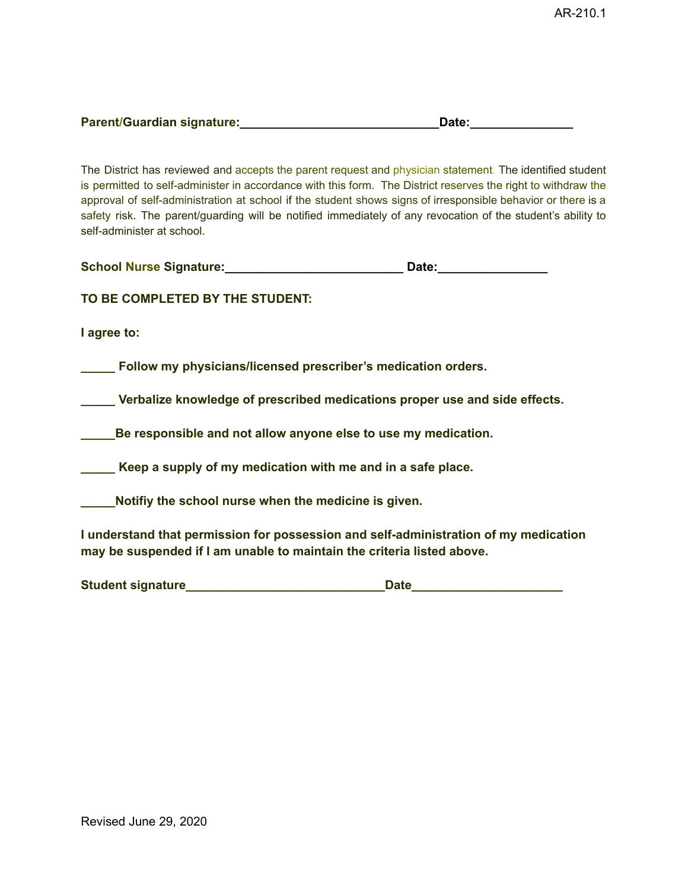**Parent/Guardian signature:______________________________Date:_______________**

The District has reviewed and accepts the parent request and physician statement. The identified student is permitted to self-administer in accordance with this form. The District reserves the right to withdraw the approval of self-administration at school if the student shows signs of irresponsible behavior or there is a safety risk. The parent/guarding will be notified immediately of any revocation of the student's ability to self-administer at school.

**School Nurse Signature:___________________________ Date:________________**

**TO BE COMPLETED BY THE STUDENT:**

**I agree to:**

**_____ Follow my physicians/licensed prescriber's medication orders.**

**_____ Verbalize knowledge of prescribed medications proper use and side effects.**

**_____Be responsible and not allow anyone else to use my medication.**

**_____ Keep a supply of my medication with me and in a safe place.**

**_____Notifiy the school nurse when the medicine is given.**

**I understand that permission for possession and self-administration of my medication may be suspended if I am unable to maintain the criteria listed above.**

**Student signature______________________________Date______________________**

Revised June 29, 2020